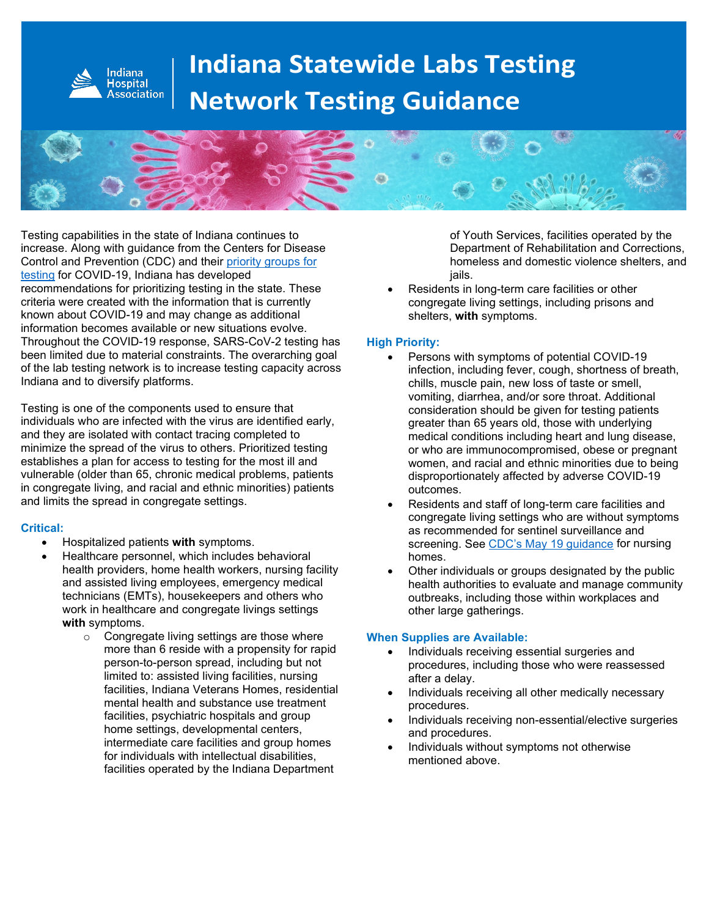Indiana Hospital Association

# Indiana Statewide Labs Testing Network Testing Guidance

Testing capabilities in the state of Indiana continues to increase. Along with guidance from the Centers for Disease Control and Prevention (CDC) and their priority groups for testing for COVID-19, Indiana has developed recommendations for prioritizing testing in the state. These criteria were created with the information that is currently known about COVID-19 and may change as additional information becomes available or new situations evolve. Throughout the COVID-19 response, SARS-CoV-2 testing has been limited due to material constraints. The overarching goal of the lab testing network is to increase testing capacity across Indiana and to diversify platforms.

Testing is one of the components used to ensure that individuals who are infected with the virus are identified early, and they are isolated with contact tracing completed to minimize the spread of the virus to others. Prioritized testing establishes a plan for access to testing for the most ill and vulnerable (older than 65, chronic medical problems, patients in congregate living, and racial and ethnic minorities) patients and limits the spread in congregate settings.

### Critical:

- Hospitalized patients **with** symptoms.
- Healthcare personnel, which includes behavioral health providers, home health workers, nursing facility and assisted living employees, emergency medical technicians (EMTs), housekeepers and others who work in healthcare and congregate livings settings **with** symptoms.
    - Congregate living settings are those where more than 6 reside with a propensity for rapid person-to-person spread, including but not limited to: assisted living facilities, nursing facilities, Indiana Veterans Homes, residential mental health and substance use treatment facilities, psychiatric hospitals and group home settings, developmental centers, intermediate care facilities and group homes for individuals with intellectual disabilities, facilities operated by the Indiana Department of Youth Services, facilities operated by the Department of Rehabilitation and Corrections, homeless and domestic violence shelters, and jails.
- Residents in long-term care facilities or other congregate living settings, including prisons and shelters, **with** symptoms.

### High Priority:

- Persons with symptoms of potential COVID-19 infection, including fever, cough, shortness of breath, chills, muscle pain, new loss of taste or smell, vomiting, diarrhea, and/or sore throat. Additional consideration should be given for testing patients greater than 65 years old, those with underlying medical conditions including heart and lung disease, or who are immunocompromised, obese or pregnant women, and racial and ethnic minorities due to being disproportionately affected by adverse COVID-19 outcomes.
- Residents and staff of long-term care facilities and congregate living settings who are without symptoms as recommended for sentinel surveillance and screening. See CDC's May 19 guidance for nursing homes.
- Other individuals or groups designated by the public health authorities to evaluate and manage community outbreaks, including those within workplaces and other large gatherings.

### When Supplies are Available:

- Individuals receiving essential surgeries and procedures, including those who were reassessed after a delay.
- Individuals receiving all other medically necessary procedures.
- Individuals receiving non-essential/elective surgeries and procedures.
- Individuals without symptoms not otherwise mentioned above.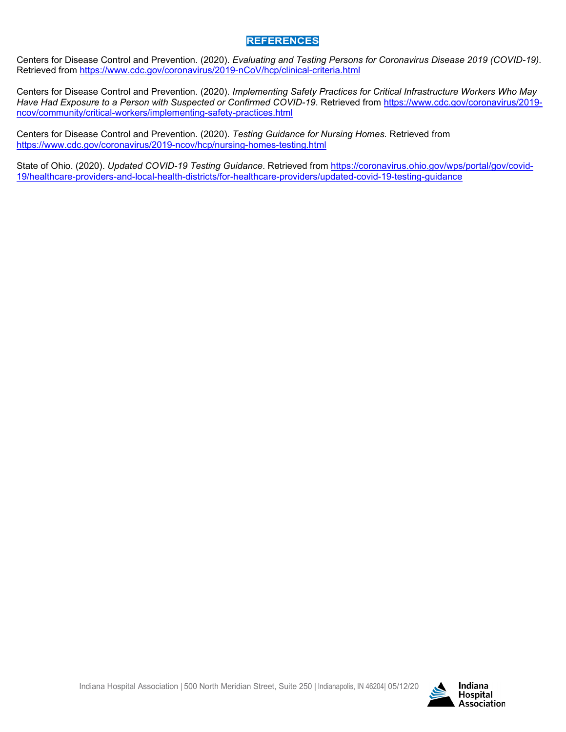## REFERENCES

Centers for Disease Control and Prevention. (2020). *Evaluating and Testing Persons for Coronavirus Disease 2019 (COVID-19).* Retrieved from https://www.cdc.gov/coronavirus/2019-nCoV/hcp/clinical-criteria.html

Centers for Disease Control and Prevention. (2020). *Implementing Safety Practices for Critical Infrastructure Workers Who May Have Had Exposure to a Person with Suspected or Confirmed COVID-19*. Retrieved from https://www.cdc.gov/coronavirus/2019-ncov/community/critical-workers/implementing-safety-practices.html

Centers for Disease Control and Prevention. (2020). *Testing Guidance for Nursing Homes.* Retrieved from https://www.cdc.gov/coronavirus/2019-ncov/hcp/nursing-homes-testing.html

State of Ohio. (2020). *Updated COVID-19 Testing Guidance*. Retrieved from https://coronavirus.ohio.gov/wps/portal/gov/covid-19/healthcare-providers-and-local-health-districts/for-healthcare-providers/updated-covid-19-testing-guidance